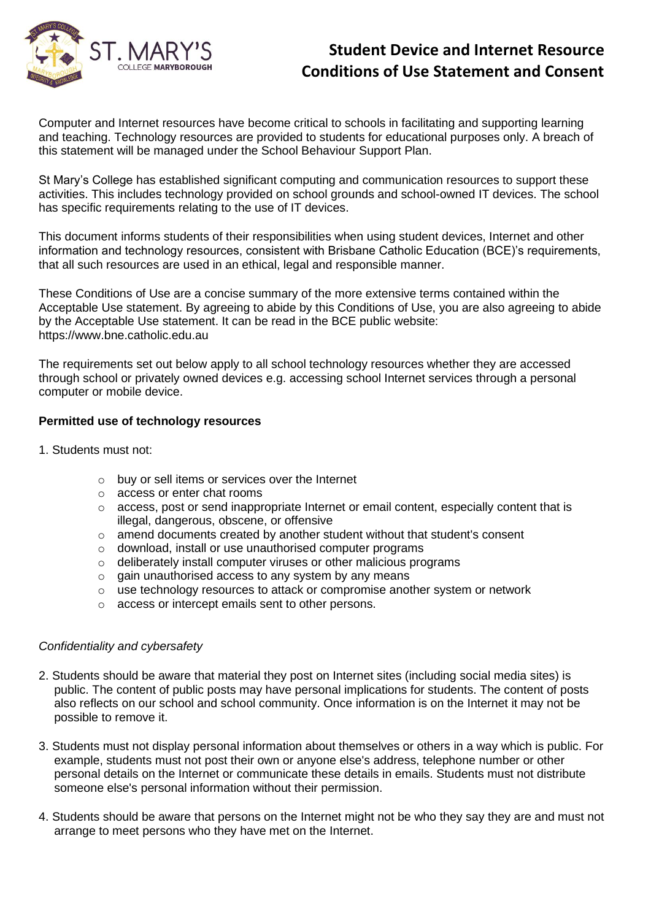# Student Device and Internet Resource Conditions of Use Statement and Consent

Computer and Internet resources have become critical to schools in facilitating and supporting learning and teaching. Technology resources are provided to students for educational purposes only. A breach of this statement will be managed under the School Behaviour Support Plan.

St Mary's College has established significant computing and communication resources to support these activities. This includes technology provided on school grounds and school-owned IT devices. The school has specific requirements relating to the use of IT devices.

This document informs students of their responsibilities when using student devices, Internet and other information and technology resources, consistent with Brisbane Catholic Education (BCE)'s requirements, that all such resources are used in an ethical, legal and responsible manner.

These Conditions of Use are a concise summary of the more extensive terms contained within the Acceptable Use statement. By agreeing to abide by this Conditions of Use, you are also agreeing to abide by the Acceptable Use statement. It can be read in the BCE public website: https://www.bne.catholic.edu.au

The requirements set out below apply to all school technology resources whether they are accessed through school or privately owned devices e.g. accessing school Internet services through a personal computer or mobile device.

**Permitted use of technology resources**

1. Students must not:

   - buy or sell items or services over the Internet
   - access or enter chat rooms
   - access, post or send inappropriate Internet or email content, especially content that is illegal, dangerous, obscene, or offensive
   - amend documents created by another student without that student's consent
   - download, install or use unauthorised computer programs
   - deliberately install computer viruses or other malicious programs
   - gain unauthorised access to any system by any means
   - use technology resources to attack or compromise another system or network
   - access or intercept emails sent to other persons.

*Confidentiality and cybersafety*

2. Students should be aware that material they post on Internet sites (including social media sites) is public. The content of public posts may have personal implications for students. The content of posts also reflects on our school and school community. Once information is on the Internet it may not be possible to remove it.

3. Students must not display personal information about themselves or others in a way which is public. For example, students must not post their own or anyone else's address, telephone number or other personal details on the Internet or communicate these details in emails. Students must not distribute someone else's personal information without their permission.

4. Students should be aware that persons on the Internet might not be who they say they are and must not arrange to meet persons who they have met on the Internet.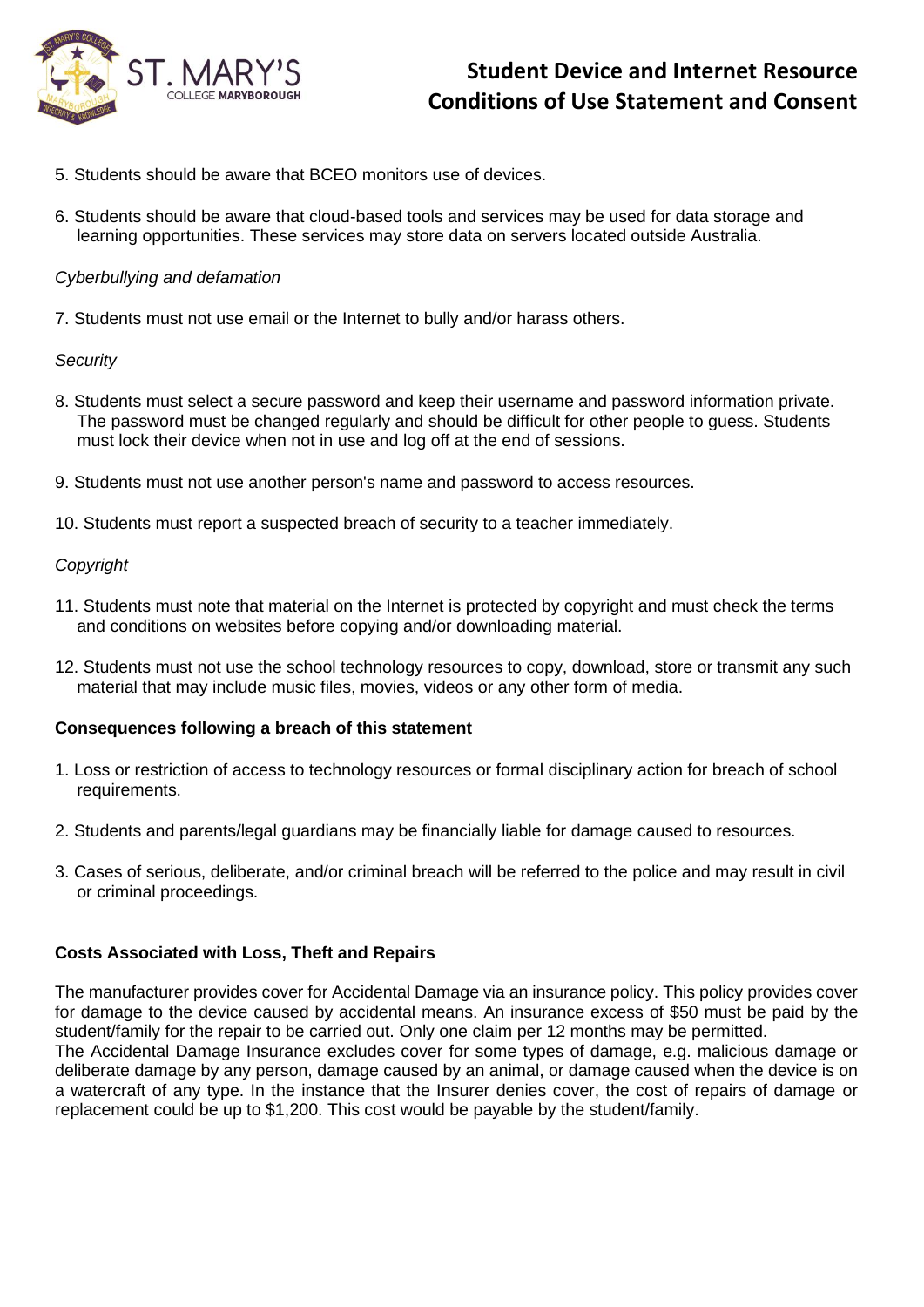5. Students should be aware that BCEO monitors use of devices.

6. Students should be aware that cloud-based tools and services may be used for data storage and learning opportunities. These services may store data on servers located outside Australia.

*Cyberbullying and defamation*

7. Students must not use email or the Internet to bully and/or harass others.

*Security*

8. Students must select a secure password and keep their username and password information private. The password must be changed regularly and should be difficult for other people to guess. Students must lock their device when not in use and log off at the end of sessions.

9. Students must not use another person's name and password to access resources.

10. Students must report a suspected breach of security to a teacher immediately.

*Copyright*

11. Students must note that material on the Internet is protected by copyright and must check the terms and conditions on websites before copying and/or downloading material.

12. Students must not use the school technology resources to copy, download, store or transmit any such material that may include music files, movies, videos or any other form of media.

**Consequences following a breach of this statement**

1. Loss or restriction of access to technology resources or formal disciplinary action for breach of school requirements.

2. Students and parents/legal guardians may be financially liable for damage caused to resources.

3. Cases of serious, deliberate, and/or criminal breach will be referred to the police and may result in civil or criminal proceedings.

**Costs Associated with Loss, Theft and Repairs**

The manufacturer provides cover for Accidental Damage via an insurance policy. This policy provides cover for damage to the device caused by accidental means. An insurance excess of $50 must be paid by the student/family for the repair to be carried out. Only one claim per 12 months may be permitted.
The Accidental Damage Insurance excludes cover for some types of damage, e.g. malicious damage or deliberate damage by any person, damage caused by an animal, or damage caused when the device is on a watercraft of any type. In the instance that the Insurer denies cover, the cost of repairs of damage or replacement could be up to $1,200. This cost would be payable by the student/family.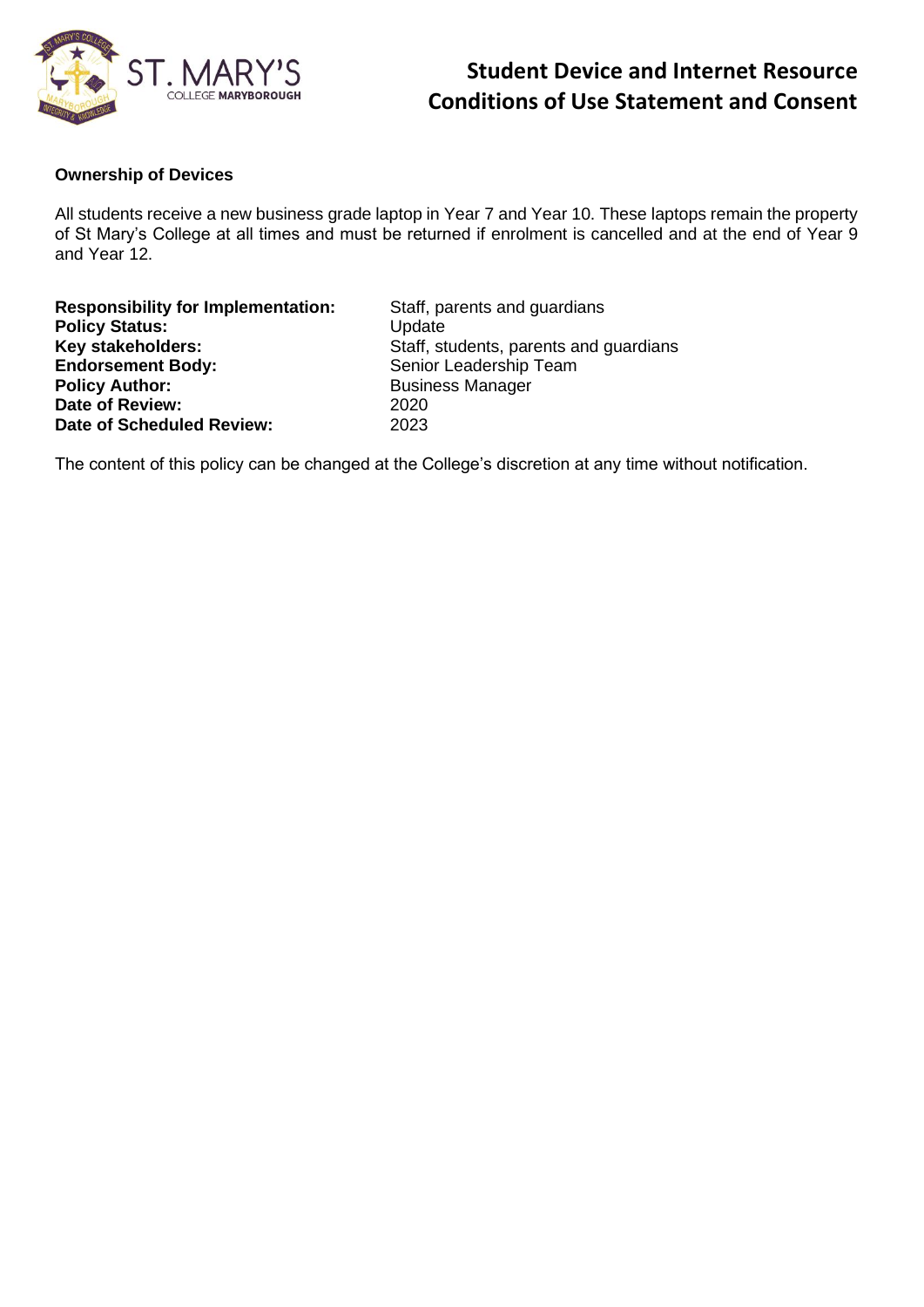# Student Device and Internet Resource Conditions of Use Statement and Consent

**Ownership of Devices**

All students receive a new business grade laptop in Year 7 and Year 10. These laptops remain the property of St Mary's College at all times and must be returned if enrolment is cancelled and at the end of Year 9 and Year 12.

| | |
|---|---|
| **Responsibility for Implementation:** | Staff, parents and guardians |
| **Policy Status:** | Update |
| **Key stakeholders:** | Staff, students, parents and guardians |
| **Endorsement Body:** | Senior Leadership Team |
| **Policy Author:** | Business Manager |
| **Date of Review:** | 2020 |
| **Date of Scheduled Review:** | 2023 |

The content of this policy can be changed at the College's discretion at any time without notification.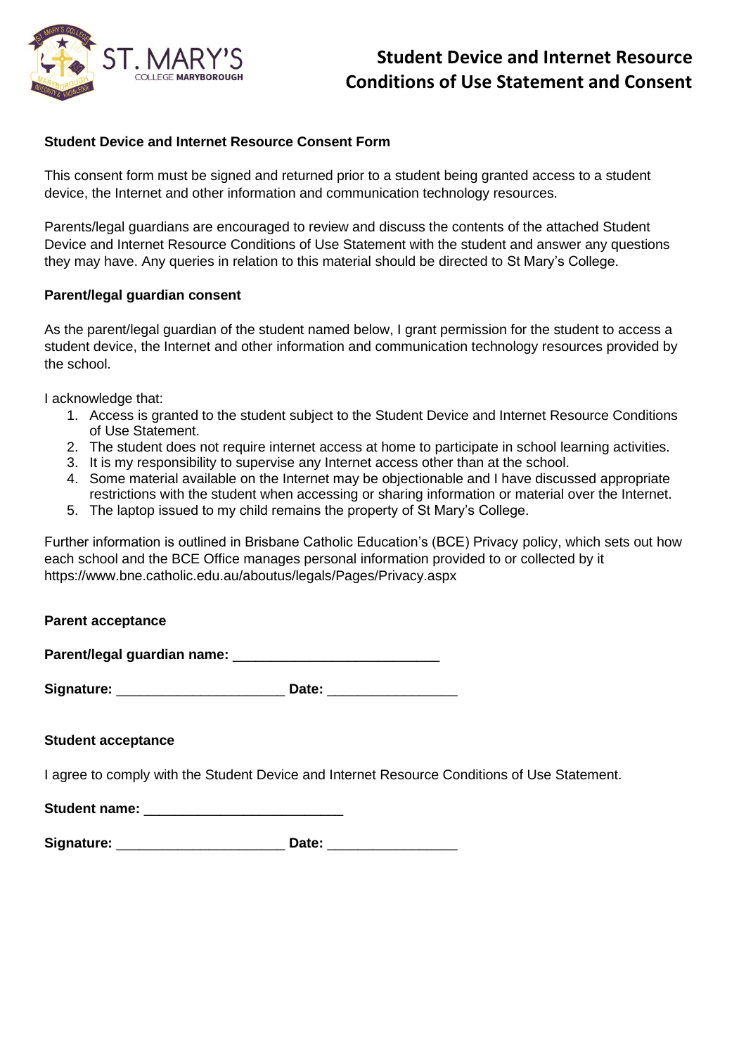ST. MARY'S COLLEGE MARYBOROUGH

# Student Device and Internet Resource Conditions of Use Statement and Consent

**Student Device and Internet Resource Consent Form**

This consent form must be signed and returned prior to a student being granted access to a student device, the Internet and other information and communication technology resources.

Parents/legal guardians are encouraged to review and discuss the contents of the attached Student Device and Internet Resource Conditions of Use Statement with the student and answer any questions they may have. Any queries in relation to this material should be directed to St Mary's College.

**Parent/legal guardian consent**

As the parent/legal guardian of the student named below, I grant permission for the student to access a student device, the Internet and other information and communication technology resources provided by the school.

I acknowledge that:

1. Access is granted to the student subject to the Student Device and Internet Resource Conditions of Use Statement.
2. The student does not require internet access at home to participate in school learning activities.
3. It is my responsibility to supervise any Internet access other than at the school.
4. Some material available on the Internet may be objectionable and I have discussed appropriate restrictions with the student when accessing or sharing information or material over the Internet.
5. The laptop issued to my child remains the property of St Mary's College.

Further information is outlined in Brisbane Catholic Education's (BCE) Privacy policy, which sets out how each school and the BCE Office manages personal information provided to or collected by it https://www.bne.catholic.edu.au/aboutus/legals/Pages/Privacy.aspx

**Parent acceptance**

**Parent/legal guardian name:** ___________________________

**Signature:** ______________________ **Date:** _________________

**Student acceptance**

I agree to comply with the Student Device and Internet Resource Conditions of Use Statement.

**Student name:** __________________________

**Signature:** ______________________ **Date:** _________________